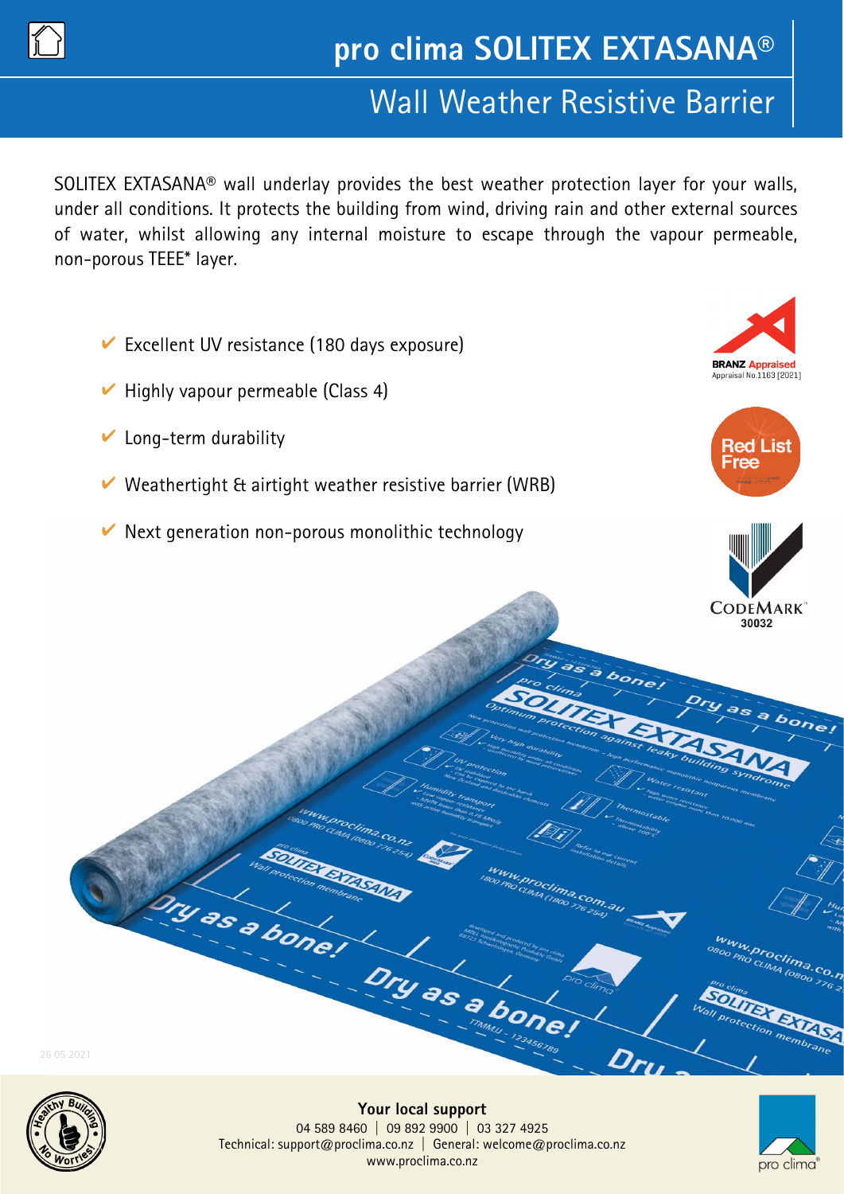# pro clima SOLITEX EXTASANA®

## Wall Weather Resistive Barrier

SOLITEX EXTASANA® wall underlay provides the best weather protection layer for your walls, under all conditions. It protects the building from wind, driving rain and other external sources of water, whilst allowing any internal moisture to escape through the vapour permeable, non-porous TEEE* layer.

- ✔ Excellent UV resistance (180 days exposure)
- ✔ Highly vapour permeable (Class 4)
- ✔ Long-term durability
- ✔ Weathertight & airtight weather resistive barrier (WRB)
- ✔ Next generation non-porous monolithic technology

BRANZ Appraised
Appraisal No.1163 [2021]

Red List Free

CODEMARK
30032

26 05 2021

**Your local support**

04 589 8460 | 09 892 9900 | 03 327 4925
Technical: support@proclima.co.nz | General: welcome@proclima.co.nz
www.proclima.co.nz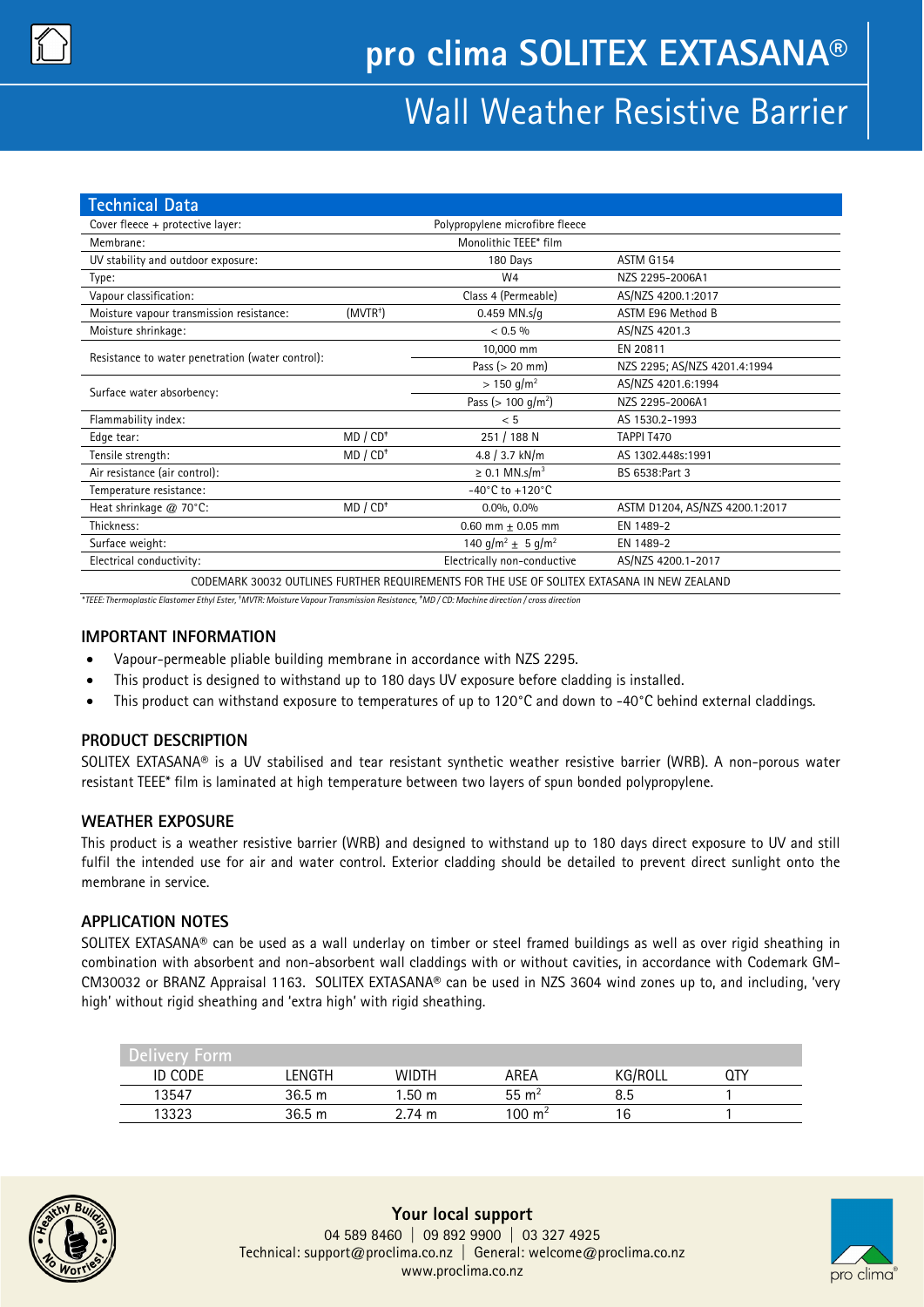# pro clima SOLITEX EXTASANA®

## Wall Weather Resistive Barrier

### Technical Data

| | | | |
|---|---|---|---|
| Cover fleece + protective layer: | | Polypropylene microfibre fleece | |
| Membrane: | | Monolithic TEEE* film | |
| UV stability and outdoor exposure: | | 180 Days | ASTM G154 |
| Type: | | W4 | NZS 2295-2006A1 |
| Vapour classification: | | Class 4 (Permeable) | AS/NZS 4200.1:2017 |
| Moisture vapour transmission resistance: | (MVTR†) | 0.459 MN.s/g | ASTM E96 Method B |
| Moisture shrinkage: | | < 0.5 % | AS/NZS 4201.3 |
| Resistance to water penetration (water control): | | 10,000 mm | EN 20811 |
| | | Pass (> 20 mm) | NZS 2295; AS/NZS 4201.4:1994 |
| Surface water absorbency: | | > 150 g/m² | AS/NZS 4201.6:1994 |
| | | Pass (> 100 g/m²) | NZS 2295-2006A1 |
| Flammability index: | | < 5 | AS 1530.2-1993 |
| Edge tear: | MD / CD† | 251 / 188 N | TAPPI T470 |
| Tensile strength: | MD / CD† | 4.8 / 3.7 kN/m | AS 1302.448s:1991 |
| Air resistance (air control): | | ≥ 0.1 MN.s/m³ | BS 6538:Part 3 |
| Temperature resistance: | | -40°C to +120°C | |
| Heat shrinkage @ 70°C: | MD / CD† | 0.0%, 0.0% | ASTM D1204, AS/NZS 4200.1:2017 |
| Thickness: | | 0.60 mm ± 0.05 mm | EN 1489-2 |
| Surface weight: | | 140 g/m² ± 5 g/m² | EN 1489-2 |
| Electrical conductivity: | | Electrically non-conductive | AS/NZS 4200.1-2017 |

CODEMARK 30032 OUTLINES FURTHER REQUIREMENTS FOR THE USE OF SOLITEX EXTASANA IN NEW ZEALAND

*TEEE: Thermoplastic Elastomer Ethyl Ester, †MVTR: Moisture Vapour Transmission Resistance, †MD / CD: Machine direction / cross direction

### IMPORTANT INFORMATION

- Vapour-permeable pliable building membrane in accordance with NZS 2295.
- This product is designed to withstand up to 180 days UV exposure before cladding is installed.
- This product can withstand exposure to temperatures of up to 120°C and down to -40°C behind external claddings.

### PRODUCT DESCRIPTION

SOLITEX EXTASANA® is a UV stabilised and tear resistant synthetic weather resistive barrier (WRB). A non-porous water resistant TEEE* film is laminated at high temperature between two layers of spun bonded polypropylene.

### WEATHER EXPOSURE

This product is a weather resistive barrier (WRB) and designed to withstand up to 180 days direct exposure to UV and still fulfil the intended use for air and water control. Exterior cladding should be detailed to prevent direct sunlight onto the membrane in service.

### APPLICATION NOTES

SOLITEX EXTASANA® can be used as a wall underlay on timber or steel framed buildings as well as over rigid sheathing in combination with absorbent and non-absorbent wall claddings with or without cavities, in accordance with Codemark GM-CM30032 or BRANZ Appraisal 1163. SOLITEX EXTASANA® can be used in NZS 3604 wind zones up to, and including, 'very high' without rigid sheathing and 'extra high' with rigid sheathing.

### Delivery Form

| ID CODE | LENGTH | WIDTH | AREA | KG/ROLL | QTY |
|---|---|---|---|---|---|
| 13547 | 36.5 m | 1.50 m | 55 m² | 8.5 | 1 |
| 13323 | 36.5 m | 2.74 m | 100 m² | 16 | 1 |

**Your local support**

04 589 8460 | 09 892 9900 | 03 327 4925

Technical: support@proclima.co.nz | General: welcome@proclima.co.nz

www.proclima.co.nz